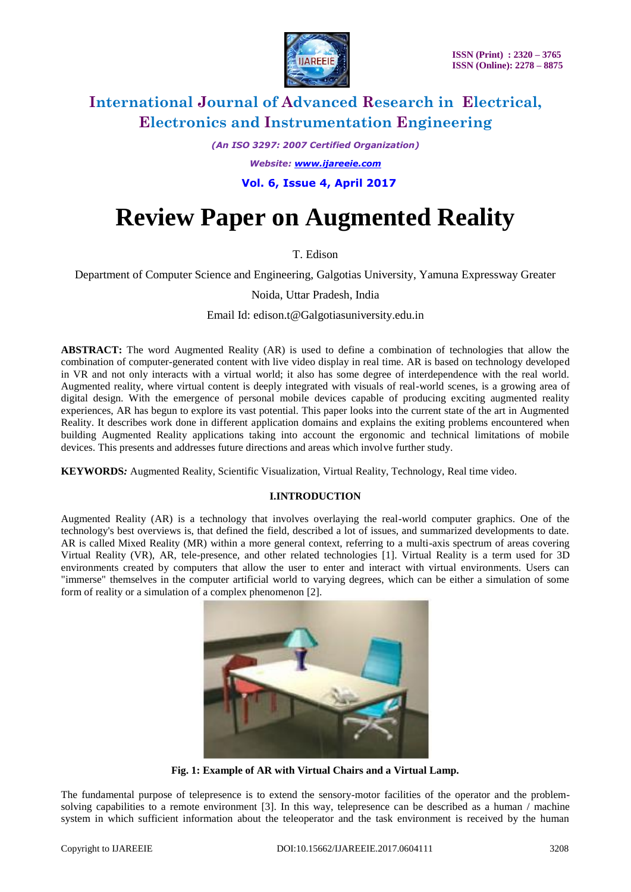# Review Paper on Augmented Reality

T. Edison

Department of Computer Science and Engineering, Galgotias University, Yamuna Expressway Greater Noida, Uttar Pradesh, India

Email Id: edison.t@Galgotiasuniversity.edu.in

**ABSTRACT:** The word Augmented Reality (AR) is used to define a combination of technologies that allow the combination of computer-generated content with live video display in real time. AR is based on technology developed in VR and not only interacts with a virtual world; it also has some degree of interdependence with the real world. Augmented reality, where virtual content is deeply integrated with visuals of real-world scenes, is a growing area of digital design. With the emergence of personal mobile devices capable of producing exciting augmented reality experiences, AR has begun to explore its vast potential. This paper looks into the current state of the art in Augmented Reality. It describes work done in different application domains and explains the exiting problems encountered when building Augmented Reality applications taking into account the ergonomic and technical limitations of mobile devices. This presents and addresses future directions and areas which involve further study.

**KEYWORDS:** Augmented Reality, Scientific Visualization, Virtual Reality, Technology, Real time video.

## I.INTRODUCTION

Augmented Reality (AR) is a technology that involves overlaying the real-world computer graphics. One of the technology's best overviews is, that defined the field, described a lot of issues, and summarized developments to date. AR is called Mixed Reality (MR) within a more general context, referring to a multi-axis spectrum of areas covering Virtual Reality (VR), AR, tele-presence, and other related technologies [1]. Virtual Reality is a term used for 3D environments created by computers that allow the user to enter and interact with virtual environments. Users can "immerse" themselves in the computer artificial world to varying degrees, which can be either a simulation of some form of reality or a simulation of a complex phenomenon [2].

**Fig. 1: Example of AR with Virtual Chairs and a Virtual Lamp.**

The fundamental purpose of telepresence is to extend the sensory-motor facilities of the operator and the problem-solving capabilities to a remote environment [3]. In this way, telepresence can be described as a human / machine system in which sufficient information about the teleoperator and the task environment is received by the human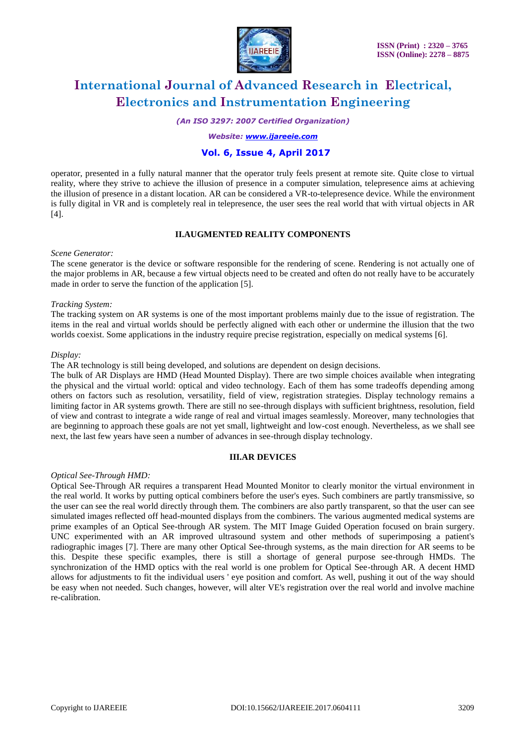operator, presented in a fully natural manner that the operator truly feels present at remote site. Quite close to virtual reality, where they strive to achieve the illusion of presence in a computer simulation, telepresence aims at achieving the illusion of presence in a distant location. AR can be considered a VR-to-telepresence device. While the environment is fully digital in VR and is completely real in telepresence, the user sees the real world that with virtual objects in AR [4].

## II.AUGMENTED REALITY COMPONENTS

*Scene Generator:*

The scene generator is the device or software responsible for the rendering of scene. Rendering is not actually one of the major problems in AR, because a few virtual objects need to be created and often do not really have to be accurately made in order to serve the function of the application [5].

*Tracking System:*

The tracking system on AR systems is one of the most important problems mainly due to the issue of registration. The items in the real and virtual worlds should be perfectly aligned with each other or undermine the illusion that the two worlds coexist. Some applications in the industry require precise registration, especially on medical systems [6].

*Display:*

The AR technology is still being developed, and solutions are dependent on design decisions.

The bulk of AR Displays are HMD (Head Mounted Display). There are two simple choices available when integrating the physical and the virtual world: optical and video technology. Each of them has some tradeoffs depending among others on factors such as resolution, versatility, field of view, registration strategies. Display technology remains a limiting factor in AR systems growth. There are still no see-through displays with sufficient brightness, resolution, field of view and contrast to integrate a wide range of real and virtual images seamlessly. Moreover, many technologies that are beginning to approach these goals are not yet small, lightweight and low-cost enough. Nevertheless, as we shall see next, the last few years have seen a number of advances in see-through display technology.

## III.AR DEVICES

*Optical See-Through HMD:*

Optical See-Through AR requires a transparent Head Mounted Monitor to clearly monitor the virtual environment in the real world. It works by putting optical combiners before the user's eyes. Such combiners are partly transmissive, so the user can see the real world directly through them. The combiners are also partly transparent, so that the user can see simulated images reflected off head-mounted displays from the combiners. The various augmented medical systems are prime examples of an Optical See-through AR system. The MIT Image Guided Operation focused on brain surgery. UNC experimented with an AR improved ultrasound system and other methods of superimposing a patient's radiographic images [7]. There are many other Optical See-through systems, as the main direction for AR seems to be this. Despite these specific examples, there is still a shortage of general purpose see-through HMDs. The synchronization of the HMD optics with the real world is one problem for Optical See-through AR. A decent HMD allows for adjustments to fit the individual users ' eye position and comfort. As well, pushing it out of the way should be easy when not needed. Such changes, however, will alter VE's registration over the real world and involve machine re-calibration.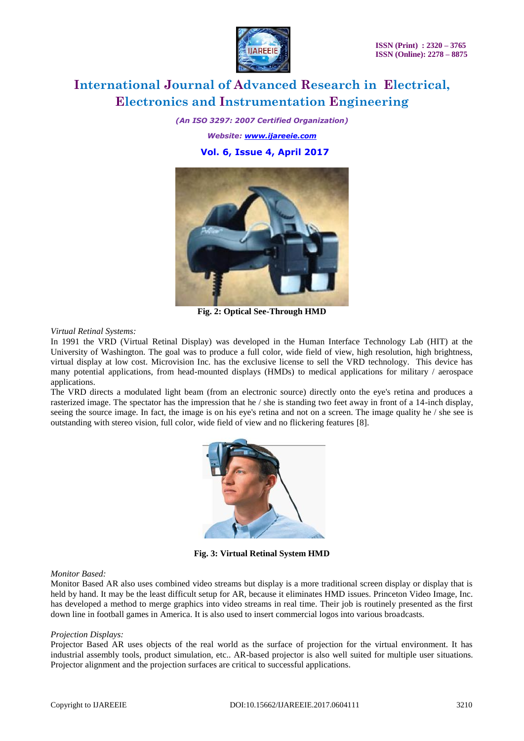Fig. 2: Optical See-Through HMD

*Virtual Retinal Systems:*

In 1991 the VRD (Virtual Retinal Display) was developed in the Human Interface Technology Lab (HIT) at the University of Washington. The goal was to produce a full color, wide field of view, high resolution, high brightness, virtual display at low cost. Microvision Inc. has the exclusive license to sell the VRD technology. This device has many potential applications, from head-mounted displays (HMDs) to medical applications for military / aerospace applications.

The VRD directs a modulated light beam (from an electronic source) directly onto the eye's retina and produces a rasterized image. The spectator has the impression that he / she is standing two feet away in front of a 14-inch display, seeing the source image. In fact, the image is on his eye's retina and not on a screen. The image quality he / she see is outstanding with stereo vision, full color, wide field of view and no flickering features [8].

**Fig. 3: Virtual Retinal System HMD**

*Monitor Based:*

Monitor Based AR also uses combined video streams but display is a more traditional screen display or display that is held by hand. It may be the least difficult setup for AR, because it eliminates HMD issues. Princeton Video Image, Inc. has developed a method to merge graphics into video streams in real time. Their job is routinely presented as the first down line in football games in America. It is also used to insert commercial logos into various broadcasts.

*Projection Displays:*

Projector Based AR uses objects of the real world as the surface of projection for the virtual environment. It has industrial assembly tools, product simulation, etc.. AR-based projector is also well suited for multiple user situations. Projector alignment and the projection surfaces are critical to successful applications.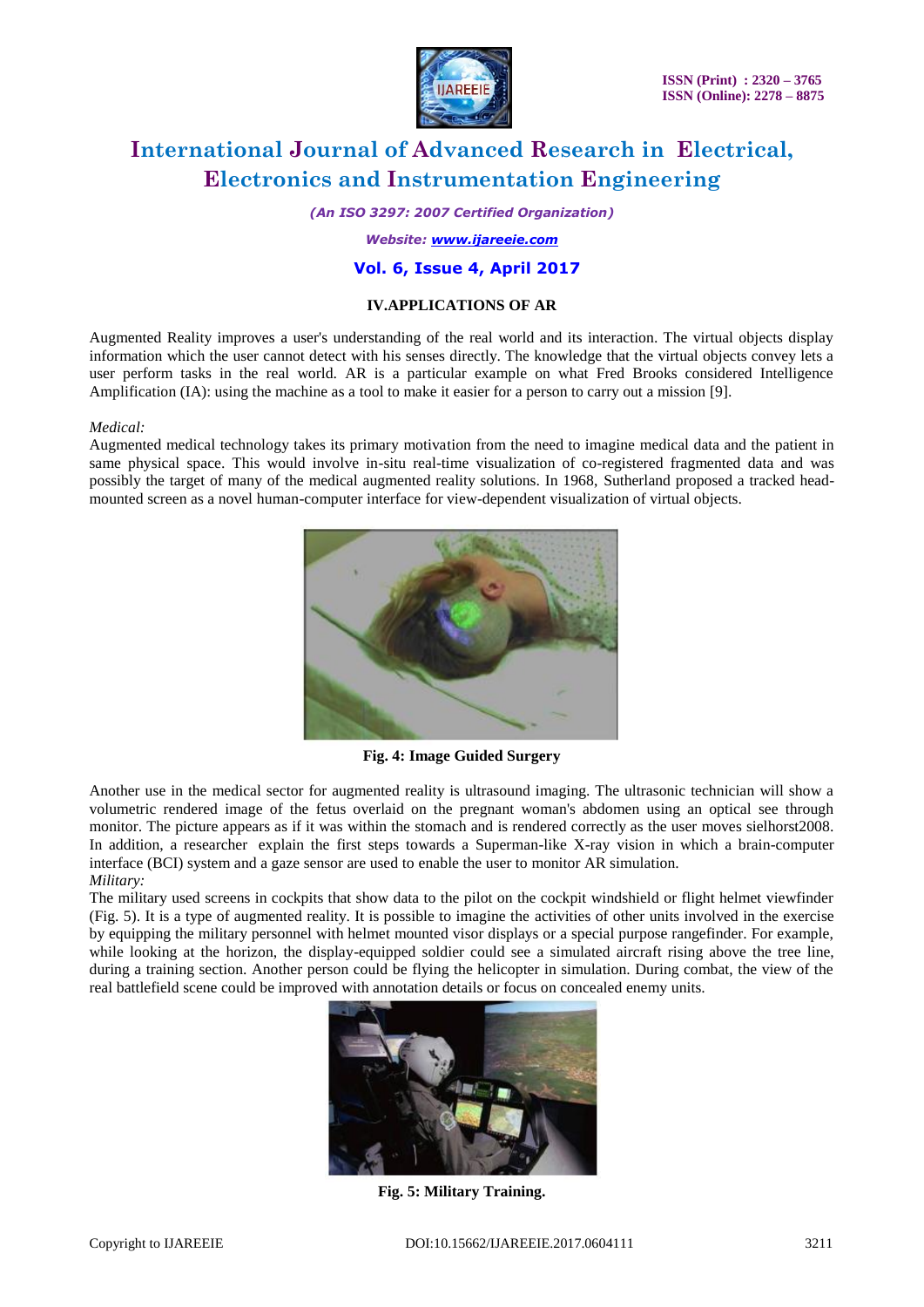## IV. APPLICATIONS OF AR

Augmented Reality improves a user's understanding of the real world and its interaction. The virtual objects display information which the user cannot detect with his senses directly. The knowledge that the virtual objects convey lets a user perform tasks in the real world. AR is a particular example on what Fred Brooks considered Intelligence Amplification (IA): using the machine as a tool to make it easier for a person to carry out a mission [9].

*Medical:*

Augmented medical technology takes its primary motivation from the need to imagine medical data and the patient in same physical space. This would involve in-situ real-time visualization of co-registered fragmented data and was possibly the target of many of the medical augmented reality solutions. In 1968, Sutherland proposed a tracked head-mounted screen as a novel human-computer interface for view-dependent visualization of virtual objects.

**Fig. 4: Image Guided Surgery**

Another use in the medical sector for augmented reality is ultrasound imaging. The ultrasonic technician will show a volumetric rendered image of the fetus overlaid on the stomach of the pregnant woman's abdomen using an optical see through monitor. The picture appears as if it was within the stomach and is rendered correctly as the user moves sielhorst2008. In addition, a researcher explain the first steps towards a Superman-like X-ray vision in which a brain-computer interface (BCI) system and a gaze sensor are used to enable the user to monitor AR simulation.

*Military:*

The military used screens in cockpits that show data to the pilot on the cockpit windshield or flight helmet viewfinder (Fig. 5). It is a type of augmented reality. It is possible to imagine the activities of other units involved in the exercise by equipping the military personnel with helmet mounted visor displays or a special purpose rangefinder. For example, while looking at the horizon, the display-equipped soldier could see a simulated aircraft rising above the tree line, during a training section. Another person could be flying the helicopter in simulation. During combat, the view of the real battlefield scene could be improved with annotation details or focus on concealed enemy units.

**Fig. 5: Military Training.**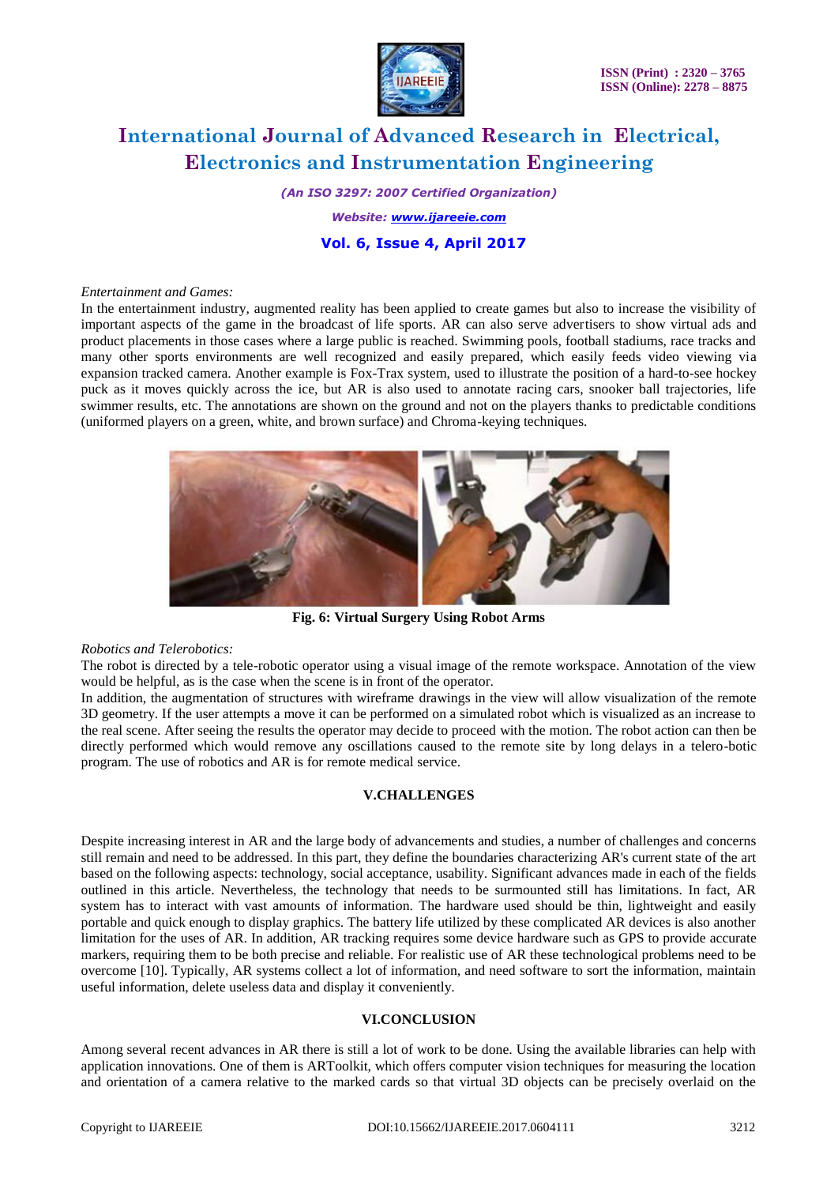*Entertainment and Games:*

In the entertainment industry, augmented reality has been applied to create games but also to increase the visibility of important aspects of the game in the broadcast of life sports. AR can also serve advertisers to show virtual ads and product placements in those cases where a large public is reached. Swimming pools, football stadiums, race tracks and many other sports environments are well recognized and easily prepared, which easily feeds video viewing via expansion tracked camera. Another example is Fox-Trax system, used to illustrate the position of a hard-to-see hockey puck as it moves quickly across the ice, but AR is also used to annotate racing cars, snooker ball trajectories, life swimmer results, etc. The annotations are shown on the ground and not on the players thanks to predictable conditions (uniformed players on a green, white, and brown surface) and Chroma-keying techniques.

**Fig. 6: Virtual Surgery Using Robot Arms**

*Robotics and Telerobotics:*

The robot is directed by a tele-robotic operator using a visual image of the remote workspace. Annotation of the view would be helpful, as is the case when the scene is in front of the operator.

In addition, the augmentation of structures with wireframe drawings in the view will allow visualization of the remote 3D geometry. If the user attempts a move it can be performed on a simulated robot which is visualized as an increase to the real scene. After seeing the results the operator may decide to proceed with the motion. The robot action can then be directly performed which would remove any oscillations caused to the remote site by long delays in a telero-botic program. The use of robotics and AR is for remote medical service.

## V.CHALLENGES

Despite increasing interest in AR and the large body of advancements and studies, a number of challenges and concerns still remain and need to be addressed. In this part, they define the boundaries characterizing AR's current state of the art based on the following aspects: technology, social acceptance, usability. Significant advances made in each of the fields outlined in this article. Nevertheless, the technology that needs to be surmounted still has limitations. In fact, AR system has to interact with vast amounts of information. The hardware used should be thin, lightweight and easily portable and quick enough to display graphics. The battery life utilized by these complicated AR devices is also another limitation for the uses of AR. In addition, AR tracking requires some device hardware such as GPS to provide accurate markers, requiring them to be both precise and reliable. For realistic use of AR these technological problems need to be overcome [10]. Typically, AR systems collect a lot of information, and need software to sort the information, maintain useful information, delete useless data and display it conveniently.

## VI.CONCLUSION

Among several recent advances in AR there is still a lot of work to be done. Using the available libraries can help with application innovations. One of them is ARToolkit, which offers computer vision techniques for measuring the location and orientation of a camera relative to the marked cards so that virtual 3D objects can be precisely overlaid on the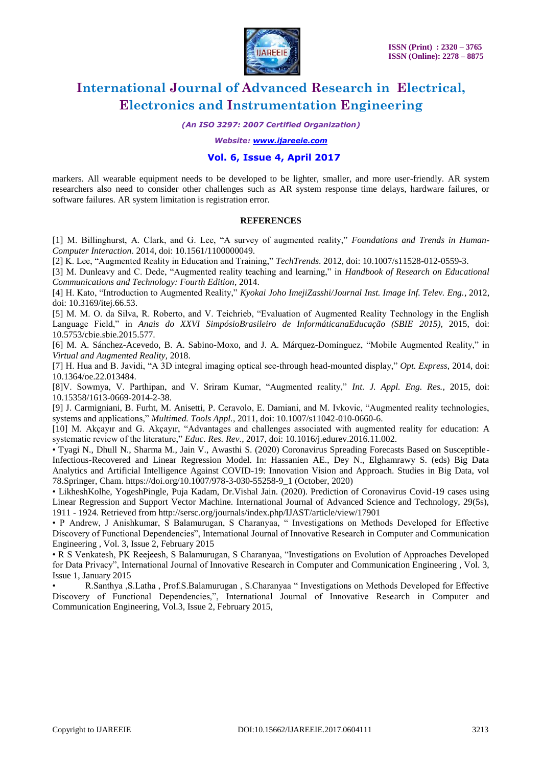markers. All wearable equipment needs to be developed to be lighter, smaller, and more user-friendly. AR system researchers also need to consider other challenges such as AR system response time delays, hardware failures, or software failures. AR system limitation is registration error.

## REFERENCES

[1] M. Billinghurst, A. Clark, and G. Lee, "A survey of augmented reality," *Foundations and Trends in Human-Computer Interaction*. 2014, doi: 10.1561/1100000049.

[2] K. Lee, "Augmented Reality in Education and Training," *TechTrends*. 2012, doi: 10.1007/s11528-012-0559-3.

[3] M. Dunleavy and C. Dede, "Augmented reality teaching and learning," in *Handbook of Research on Educational Communications and Technology: Fourth Edition*, 2014.

[4] H. Kato, "Introduction to Augmented Reality," *Kyokai Joho ImejiZasshi/Journal Inst. Image Inf. Telev. Eng.*, 2012, doi: 10.3169/itej.66.53.

[5] M. M. O. da Silva, R. Roberto, and V. Teichrieb, "Evaluation of Augmented Reality Technology in the English Language Field," in *Anais do XXVI SimpósioBrasileiro de InformáticanaEducação (SBIE 2015)*, 2015, doi: 10.5753/cbie.sbie.2015.577.

[6] M. A. Sánchez-Acevedo, B. A. Sabino-Moxo, and J. A. Márquez-Domínguez, "Mobile Augmented Reality," in *Virtual and Augmented Reality*, 2018.

[7] H. Hua and B. Javidi, "A 3D integral imaging optical see-through head-mounted display," *Opt. Express*, 2014, doi: 10.1364/oe.22.013484.

[8]V. Sowmya, V. Parthipan, and V. Sriram Kumar, "Augmented reality," *Int. J. Appl. Eng. Res.*, 2015, doi: 10.15358/1613-0669-2014-2-38.

[9] J. Carmigniani, B. Furht, M. Anisetti, P. Ceravolo, E. Damiani, and M. Ivkovic, "Augmented reality technologies, systems and applications," *Multimed. Tools Appl.*, 2011, doi: 10.1007/s11042-010-0660-6.

[10] M. Akçayır and G. Akçayır, "Advantages and challenges associated with augmented reality for education: A systematic review of the literature," *Educ. Res. Rev.*, 2017, doi: 10.1016/j.edurev.2016.11.002.

- Tyagi N., Dhull N., Sharma M., Jain V., Awasthi S. (2020) Coronavirus Spreading Forecasts Based on Susceptible-Infectious-Recovered and Linear Regression Model. In: Hassanien AE., Dey N., Elghamrawy S. (eds) Big Data Analytics and Artificial Intelligence Against COVID-19: Innovation Vision and Approach. Studies in Big Data, vol 78.Springer, Cham. https://doi.org/10.1007/978-3-030-55258-9_1 (October, 2020)
- LikheshKolhe, YogeshPingle, Puja Kadam, Dr.Vishal Jain. (2020). Prediction of Coronavirus Covid-19 cases using Linear Regression and Support Vector Machine. International Journal of Advanced Science and Technology, 29(5s), 1911 - 1924. Retrieved from http://sersc.org/journals/index.php/IJAST/article/view/17901
- P Andrew, J Anishkumar, S Balamurugan, S Charanyaa, " Investigations on Methods Developed for Effective Discovery of Functional Dependencies", International Journal of Innovative Research in Computer and Communication Engineering , Vol. 3, Issue 2, February 2015
- R S Venkatesh, PK Reejeesh, S Balamurugan, S Charanyaa, "Investigations on Evolution of Approaches Developed for Data Privacy", International Journal of Innovative Research in Computer and Communication Engineering , Vol. 3, Issue 1, January 2015
- R.Santhya ,S.Latha , Prof.S.Balamurugan , S.Charanyaa " Investigations on Methods Developed for Effective Discovery of Functional Dependencies,", International Journal of Innovative Research in Computer and Communication Engineering, Vol.3, Issue 2, February 2015,